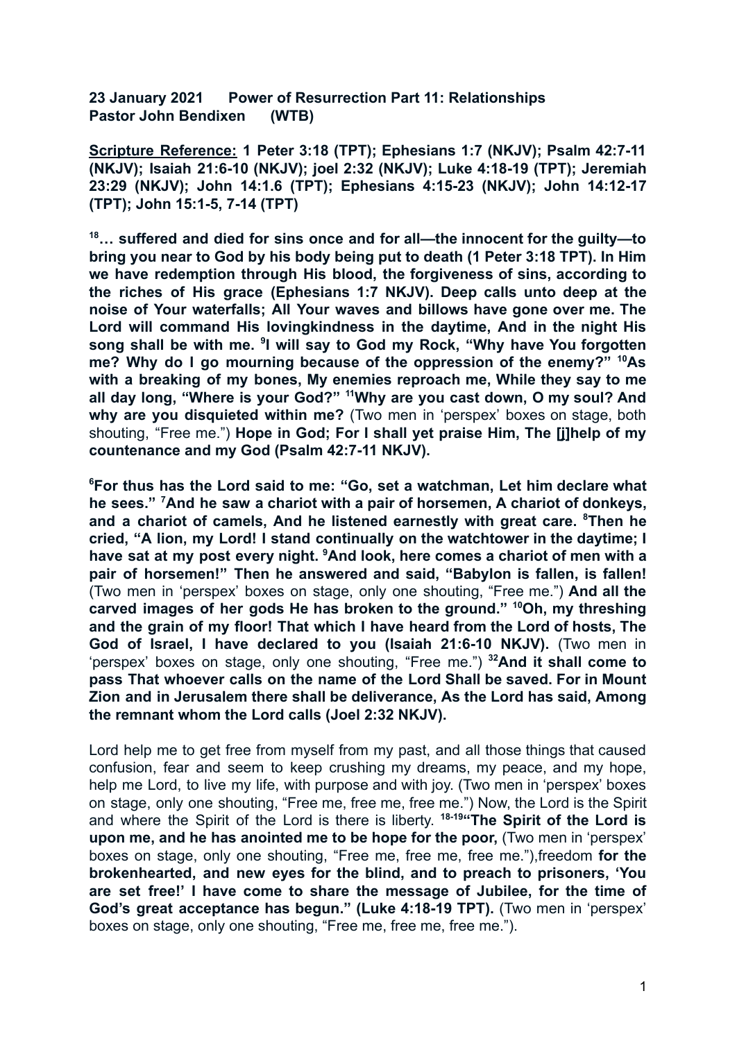**23 January 2021 Power of Resurrection Part 11: Relationships**
**Pastor John Bendixen (WTB)**

**Scripture Reference: 1 Peter 3:18 (TPT); Ephesians 1:7 (NKJV); Psalm 42:7-11 (NKJV); Isaiah 21:6-10 (NKJV); joel 2:32 (NKJV); Luke 4:18-19 (TPT); Jeremiah 23:29 (NKJV); John 14:1.6 (TPT); Ephesians 4:15-23 (NKJV); John 14:12-17 (TPT); John 15:1-5, 7-14 (TPT)**

**[18]… suffered and died for sins once and for all—the innocent for the guilty—to bring you near to God by his body being put to death (1 Peter 3:18 TPT). In Him we have redemption through His blood, the forgiveness of sins, according to the riches of His grace (Ephesians 1:7 NKJV). Deep calls unto deep at the noise of Your waterfalls; All Your waves and billows have gone over me. The Lord will command His lovingkindness in the daytime, And in the night His song shall be with me. [9]I will say to God my Rock, "Why have You forgotten me? Why do I go mourning because of the oppression of the enemy?" [10]As with a breaking of my bones, My enemies reproach me, While they say to me all day long, "Where is your God?" [11]Why are you cast down, O my soul? And why are you disquieted within me?** (Two men in 'perspex' boxes on stage, both shouting, "Free me.") **Hope in God; For I shall yet praise Him, The [j]help of my countenance and my God (Psalm 42:7-11 NKJV).**

**[6]For thus has the Lord said to me: "Go, set a watchman, Let him declare what he sees." [7]And he saw a chariot with a pair of horsemen, A chariot of donkeys, and a chariot of camels, And he listened earnestly with great care. [8]Then he cried, "A lion, my Lord! I stand continually on the watchtower in the daytime; I have sat at my post every night. [9]And look, here comes a chariot of men with a pair of horsemen!" Then he answered and said, "Babylon is fallen, is fallen!** (Two men in 'perspex' boxes on stage, only one shouting, "Free me.") **And all the carved images of her gods He has broken to the ground." [10]Oh, my threshing and the grain of my floor! That which I have heard from the Lord of hosts, The God of Israel, I have declared to you (Isaiah 21:6-10 NKJV).** (Two men in 'perspex' boxes on stage, only one shouting, "Free me.") **[32]And it shall come to pass That whoever calls on the name of the Lord Shall be saved. For in Mount Zion and in Jerusalem there shall be deliverance, As the Lord has said, Among the remnant whom the Lord calls (Joel 2:32 NKJV).**

Lord help me to get free from myself from my past, and all those things that caused confusion, fear and seem to keep crushing my dreams, my peace, and my hope, help me Lord, to live my life, with purpose and with joy. (Two men in 'perspex' boxes on stage, only one shouting, "Free me, free me, free me.") Now, the Lord is the Spirit and where the Spirit of the Lord is there is liberty. **[18-19]"The Spirit of the Lord is upon me, and he has anointed me to be hope for the poor,** (Two men in 'perspex' boxes on stage, only one shouting, "Free me, free me, free me."),freedom **for the brokenhearted, and new eyes for the blind, and to preach to prisoners, 'You are set free!' I have come to share the message of Jubilee, for the time of God's great acceptance has begun." (Luke 4:18-19 TPT).** (Two men in 'perspex' boxes on stage, only one shouting, "Free me, free me, free me.").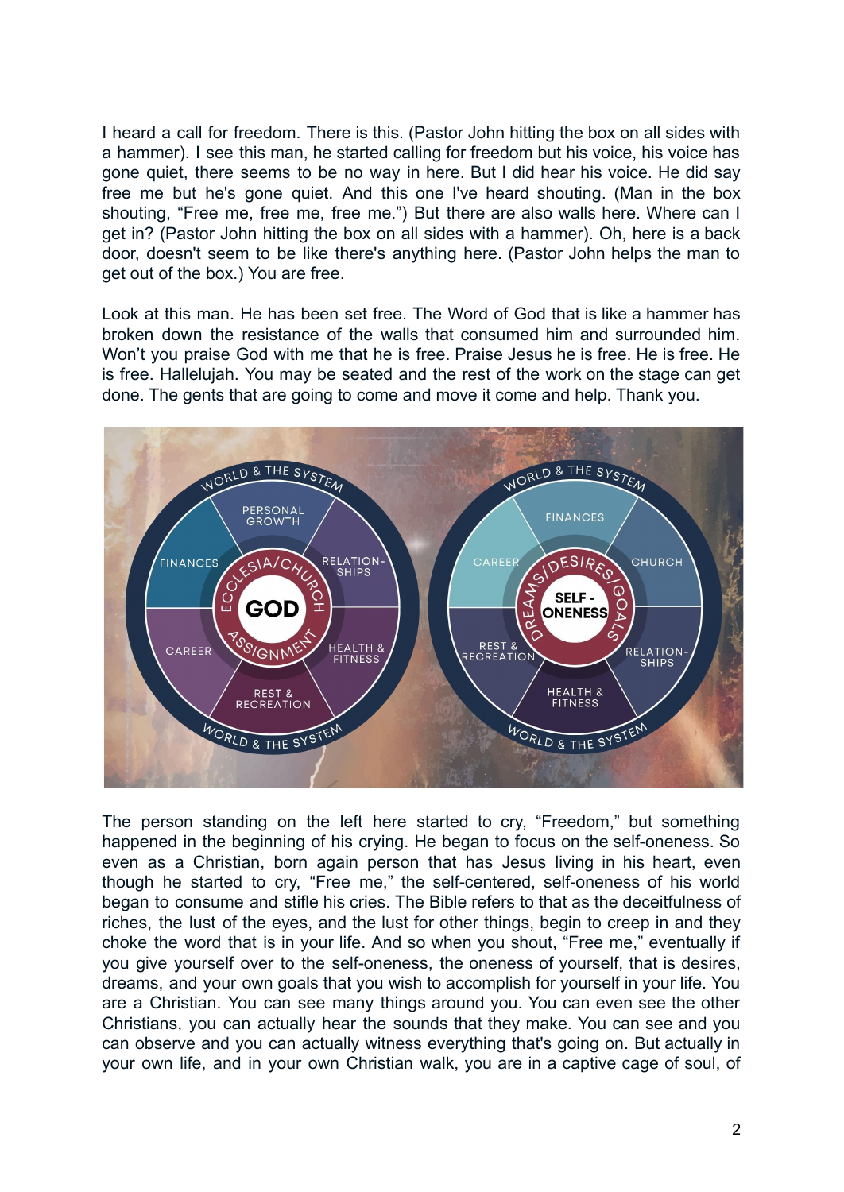I heard a call for freedom. There is this. (Pastor John hitting the box on all sides with a hammer). I see this man, he started calling for freedom but his voice, his voice has gone quiet, there seems to be no way in here. But I did hear his voice. He did say free me but he's gone quiet. And this one I've heard shouting. (Man in the box shouting, "Free me, free me, free me.") But there are also walls here. Where can I get in? (Pastor John hitting the box on all sides with a hammer). Oh, here is a back door, doesn't seem to be like there's anything here. (Pastor John helps the man to get out of the box.) You are free.

Look at this man. He has been set free. The Word of God that is like a hammer has broken down the resistance of the walls that consumed him and surrounded him. Won't you praise God with me that he is free. Praise Jesus he is free. He is free. He is free. Hallelujah. You may be seated and the rest of the work on the stage can get done. The gents that are going to come and move it come and help. Thank you.

WORLD & THE SYSTEM
PERSONAL GROWTH
FINANCES
RELATIONSHIPS
ECCLESIA/CHURCH
GOD
ASSIGNMENT
CAREER
HEALTH & FITNESS
REST & RECREATION
WORLD & THE SYSTEM

WORLD & THE SYSTEM
FINANCES
CAREER
CHURCH
DREAMS/DESIRES/GOALS
SELF - ONENESS
REST & RECREATION
RELATIONSHIPS
HEALTH & FITNESS
WORLD & THE SYSTEM

The person standing on the left here started to cry, "Freedom," but something happened in the beginning of his crying. He began to focus on the self-oneness. So even as a Christian, born again person that has Jesus living in his heart, even though he started to cry, "Free me," the self-centered, self-oneness of his world began to consume and stifle his cries. The Bible refers to that as the deceitfulness of riches, the lust of the eyes, and the lust for other things, begin to creep in and they choke the word that is in your life. And so when you shout, "Free me," eventually if you give yourself over to the self-oneness, the oneness of yourself, that is desires, dreams, and your own goals that you wish to accomplish for yourself in your life. You are a Christian. You can see many things around you. You can even see the other Christians, you can actually hear the sounds that they make. You can see and you can observe and you can actually witness everything that's going on. But actually in your own life, and in your own Christian walk, you are in a captive cage of soul, of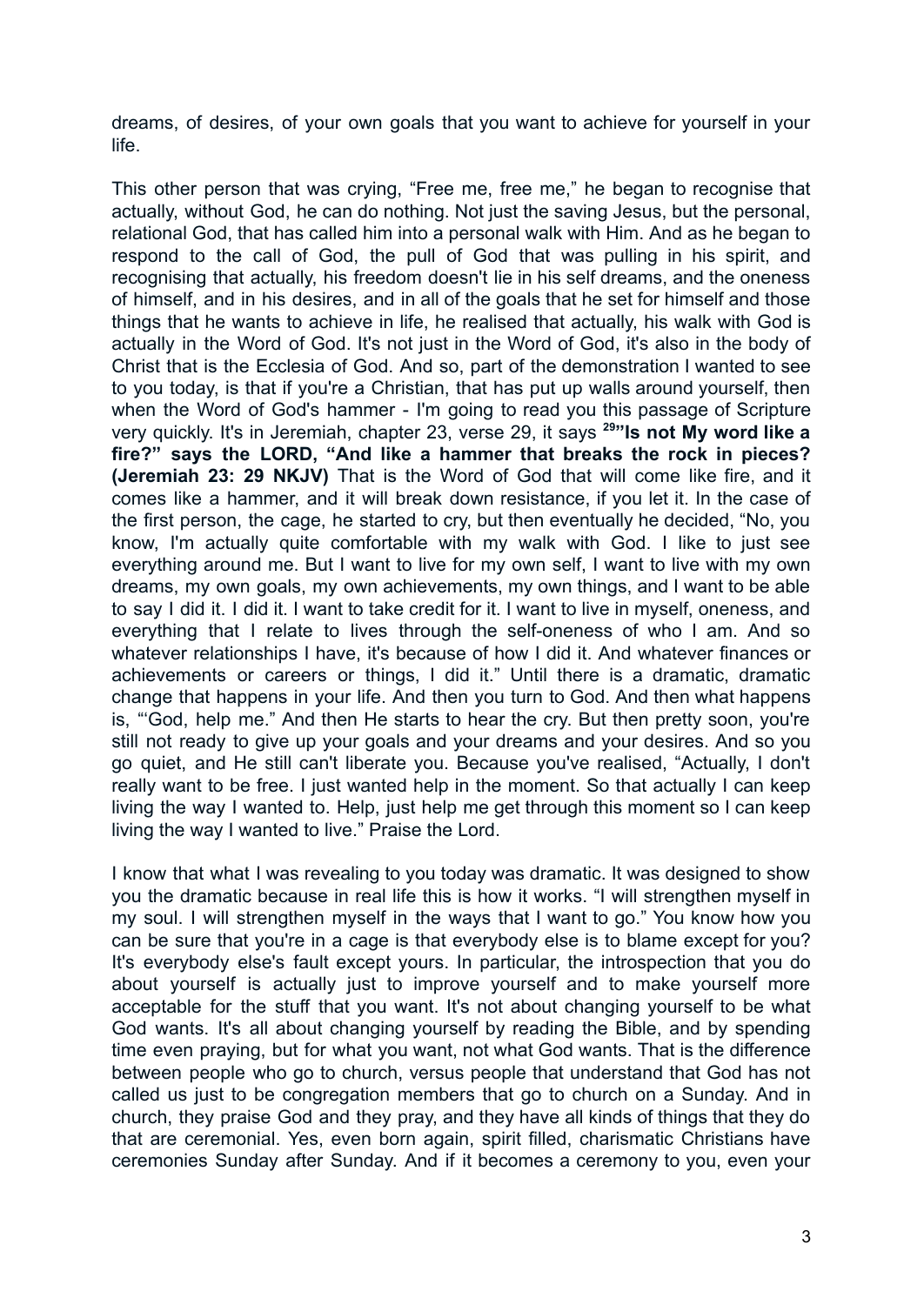dreams, of desires, of your own goals that you want to achieve for yourself in your life.

This other person that was crying, "Free me, free me," he began to recognise that actually, without God, he can do nothing. Not just the saving Jesus, but the personal, relational God, that has called him into a personal walk with Him. And as he began to respond to the call of God, the pull of God that was pulling in his spirit, and recognising that actually, his freedom doesn't lie in his self dreams, and the oneness of himself, and in his desires, and in all of the goals that he set for himself and those things that he wants to achieve in life, he realised that actually, his walk with God is actually in the Word of God. It's not just in the Word of God, it's also in the body of Christ that is the Ecclesia of God. And so, part of the demonstration I wanted to see to you today, is that if you're a Christian, that has put up walls around yourself, then when the Word of God's hammer - I'm going to read you this passage of Scripture very quickly. It's in Jeremiah, chapter 23, verse 29, it says **[29]"Is not My word like a fire?" says the LORD, "And like a hammer that breaks the rock in pieces? (Jeremiah 23: 29 NKJV)** That is the Word of God that will come like fire, and it comes like a hammer, and it will break down resistance, if you let it. In the case of the first person, the cage, he started to cry, but then eventually he decided, "No, you know, I'm actually quite comfortable with my walk with God. I like to just see everything around me. But I want to live for my own self, I want to live with my own dreams, my own goals, my own achievements, my own things, and I want to be able to say I did it. I did it. I want to take credit for it. I want to live in myself, oneness, and everything that I relate to lives through the self-oneness of who I am. And so whatever relationships I have, it's because of how I did it. And whatever finances or achievements or careers or things, I did it." Until there is a dramatic, dramatic change that happens in your life. And then you turn to God. And then what happens is, "'God, help me." And then He starts to hear the cry. But then pretty soon, you're still not ready to give up your goals and your dreams and your desires. And so you go quiet, and He still can't liberate you. Because you've realised, "Actually, I don't really want to be free. I just wanted help in the moment. So that actually I can keep living the way I wanted to. Help, just help me get through this moment so I can keep living the way I wanted to live." Praise the Lord.

I know that what I was revealing to you today was dramatic. It was designed to show you the dramatic because in real life this is how it works. "I will strengthen myself in my soul. I will strengthen myself in the ways that I want to go." You know how you can be sure that you're in a cage is that everybody else is to blame except for you? It's everybody else's fault except yours. In particular, the introspection that you do about yourself is actually just to improve yourself and to make yourself more acceptable for the stuff that you want. It's not about changing yourself to be what God wants. It's all about changing yourself by reading the Bible, and by spending time even praying, but for what you want, not what God wants. That is the difference between people who go to church, versus people that understand that God has not called us just to be congregation members that go to church on a Sunday. And in church, they praise God and they pray, and they have all kinds of things that they do that are ceremonial. Yes, even born again, spirit filled, charismatic Christians have ceremonies Sunday after Sunday. And if it becomes a ceremony to you, even your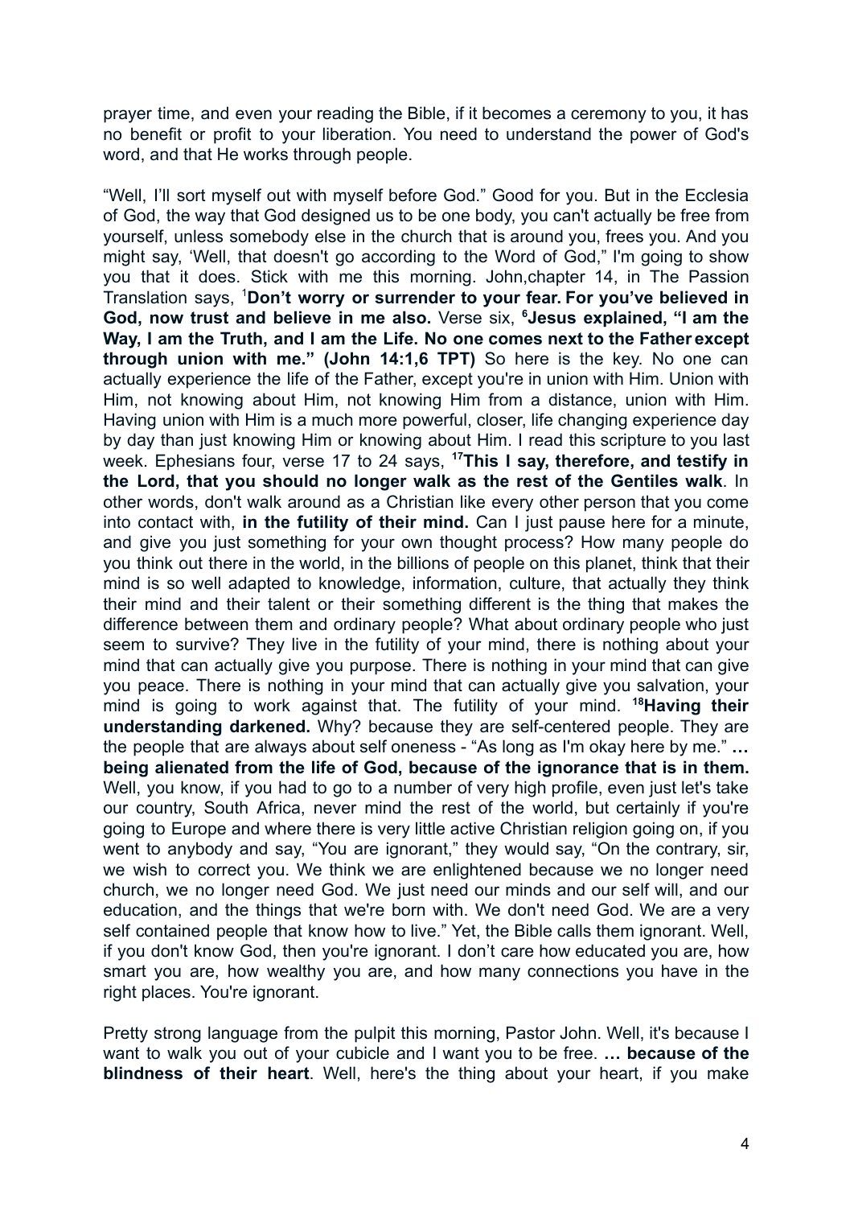prayer time, and even your reading the Bible, if it becomes a ceremony to you, it has no benefit or profit to your liberation. You need to understand the power of God's word, and that He works through people.

"Well, I'll sort myself out with myself before God." Good for you. But in the Ecclesia of God, the way that God designed us to be one body, you can't actually be free from yourself, unless somebody else in the church that is around you, frees you. And you might say, 'Well, that doesn't go according to the Word of God," I'm going to show you that it does. Stick with me this morning. John,chapter 14, in The Passion Translation says, [1]**Don't worry or surrender to your fear. For you've believed in God, now trust and believe in me also.** Verse six, **[6]Jesus explained, "I am the Way, I am the Truth, and I am the Life. No one comes next to the Father except through union with me." (John 14:1,6 TPT)** So here is the key. No one can actually experience the life of the Father, except you're in union with Him. Union with Him, not knowing about Him, not knowing Him from a distance, union with Him. Having union with Him is a much more powerful, closer, life changing experience day by day than just knowing Him or knowing about Him. I read this scripture to you last week. Ephesians four, verse 17 to 24 says, **[17]This I say, therefore, and testify in the Lord, that you should no longer walk as the rest of the Gentiles walk**. In other words, don't walk around as a Christian like every other person that you come into contact with, **in the futility of their mind.** Can I just pause here for a minute, and give you just something for your own thought process? How many people do you think out there in the world, in the billions of people on this planet, think that their mind is so well adapted to knowledge, information, culture, that actually they think their mind and their talent or their something different is the thing that makes the difference between them and ordinary people? What about ordinary people who just seem to survive? They live in the futility of your mind, there is nothing about your mind that can actually give you purpose. There is nothing in your mind that can give you peace. There is nothing in your mind that can actually give you salvation, your mind is going to work against that. The futility of your mind. **[18]Having their understanding darkened.** Why? because they are self-centered people. They are the people that are always about self oneness - "As long as I'm okay here by me." **… being alienated from the life of God, because of the ignorance that is in them.** Well, you know, if you had to go to a number of very high profile, even just let's take our country, South Africa, never mind the rest of the world, but certainly if you're going to Europe and where there is very little active Christian religion going on, if you went to anybody and say, "You are ignorant," they would say, "On the contrary, sir, we wish to correct you. We think we are enlightened because we no longer need church, we no longer need God. We just need our minds and our self will, and our education, and the things that we're born with. We don't need God. We are a very self contained people that know how to live." Yet, the Bible calls them ignorant. Well, if you don't know God, then you're ignorant. I don't care how educated you are, how smart you are, how wealthy you are, and how many connections you have in the right places. You're ignorant.

Pretty strong language from the pulpit this morning, Pastor John. Well, it's because I want to walk you out of your cubicle and I want you to be free. **… because of the blindness of their heart**. Well, here's the thing about your heart, if you make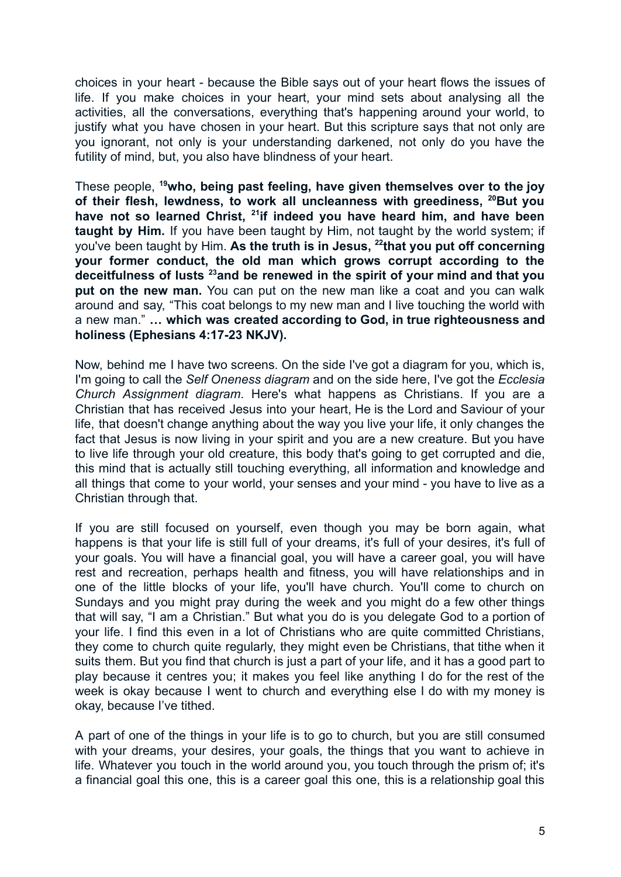choices in your heart - because the Bible says out of your heart flows the issues of life. If you make choices in your heart, your mind sets about analysing all the activities, all the conversations, everything that's happening around your world, to justify what you have chosen in your heart. But this scripture says that not only are you ignorant, not only is your understanding darkened, not only do you have the futility of mind, but, you also have blindness of your heart.

These people, **[19]who, being past feeling, have given themselves over to the joy of their flesh, lewdness, to work all uncleanness with greediness, [20]But you have not so learned Christ, [21]if indeed you have heard him, and have been taught by Him.** If you have been taught by Him, not taught by the world system; if you've been taught by Him. **As the truth is in Jesus, [22]that you put off concerning your former conduct, the old man which grows corrupt according to the deceitfulness of lusts [23]and be renewed in the spirit of your mind and that you put on the new man.** You can put on the new man like a coat and you can walk around and say, "This coat belongs to my new man and I live touching the world with a new man." **… which was created according to God, in true righteousness and holiness (Ephesians 4:17-23 NKJV).**

Now, behind me I have two screens. On the side I've got a diagram for you, which is, I'm going to call the *Self Oneness diagram* and on the side here, I've got the *Ecclesia Church Assignment diagram*. Here's what happens as Christians. If you are a Christian that has received Jesus into your heart, He is the Lord and Saviour of your life, that doesn't change anything about the way you live your life, it only changes the fact that Jesus is now living in your spirit and you are a new creature. But you have to live life through your old creature, this body that's going to get corrupted and die, this mind that is actually still touching everything, all information and knowledge and all things that come to your world, your senses and your mind - you have to live as a Christian through that.

If you are still focused on yourself, even though you may be born again, what happens is that your life is still full of your dreams, it's full of your desires, it's full of your goals. You will have a financial goal, you will have a career goal, you will have rest and recreation, perhaps health and fitness, you will have relationships and in one of the little blocks of your life, you'll have church. You'll come to church on Sundays and you might pray during the week and you might do a few other things that will say, "I am a Christian." But what you do is you delegate God to a portion of your life. I find this even in a lot of Christians who are quite committed Christians, they come to church quite regularly, they might even be Christians, that tithe when it suits them. But you find that church is just a part of your life, and it has a good part to play because it centres you; it makes you feel like anything I do for the rest of the week is okay because I went to church and everything else I do with my money is okay, because I've tithed.

A part of one of the things in your life is to go to church, but you are still consumed with your dreams, your desires, your goals, the things that you want to achieve in life. Whatever you touch in the world around you, you touch through the prism of; it's a financial goal this one, this is a career goal this one, this is a relationship goal this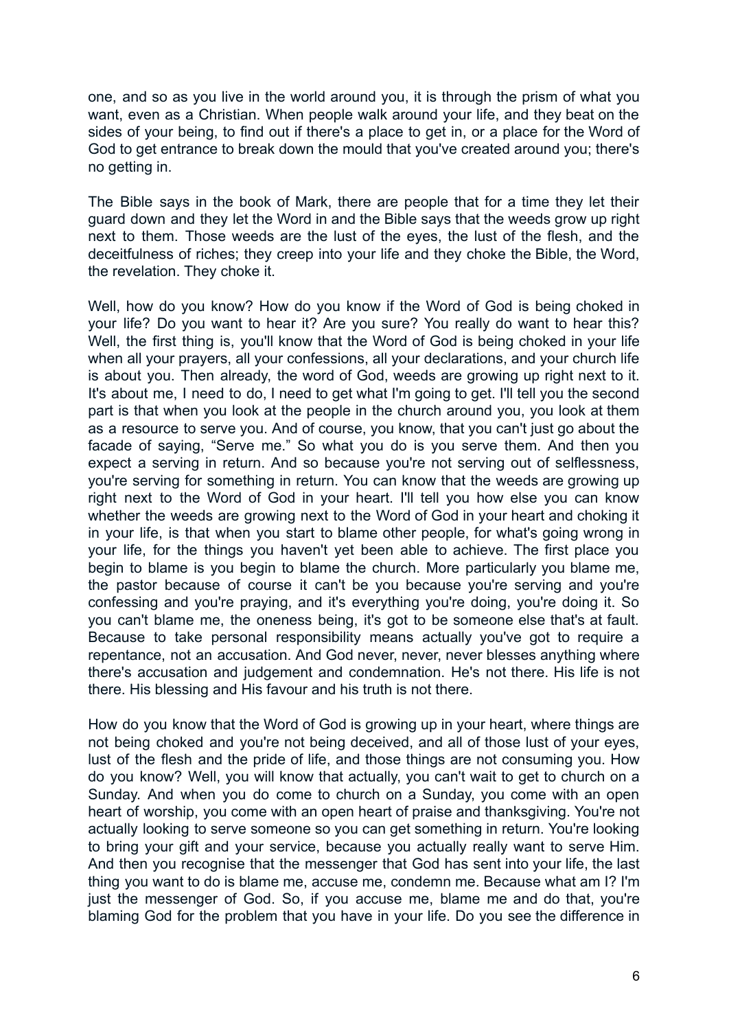one, and so as you live in the world around you, it is through the prism of what you want, even as a Christian. When people walk around your life, and they beat on the sides of your being, to find out if there's a place to get in, or a place for the Word of God to get entrance to break down the mould that you've created around you; there's no getting in.

The Bible says in the book of Mark, there are people that for a time they let their guard down and they let the Word in and the Bible says that the weeds grow up right next to them. Those weeds are the lust of the eyes, the lust of the flesh, and the deceitfulness of riches; they creep into your life and they choke the Bible, the Word, the revelation. They choke it.

Well, how do you know? How do you know if the Word of God is being choked in your life? Do you want to hear it? Are you sure? You really do want to hear this? Well, the first thing is, you'll know that the Word of God is being choked in your life when all your prayers, all your confessions, all your declarations, and your church life is about you. Then already, the word of God, weeds are growing up right next to it. It's about me, I need to do, I need to get what I'm going to get. I'll tell you the second part is that when you look at the people in the church around you, you look at them as a resource to serve you. And of course, you know, that you can't just go about the facade of saying, "Serve me." So what you do is you serve them. And then you expect a serving in return. And so because you're not serving out of selflessness, you're serving for something in return. You can know that the weeds are growing up right next to the Word of God in your heart. I'll tell you how else you can know whether the weeds are growing next to the Word of God in your heart and choking it in your life, is that when you start to blame other people, for what's going wrong in your life, for the things you haven't yet been able to achieve. The first place you begin to blame is you begin to blame the church. More particularly you blame me, the pastor because of course it can't be you because you're serving and you're confessing and you're praying, and it's everything you're doing, you're doing it. So you can't blame me, the oneness being, it's got to be someone else that's at fault. Because to take personal responsibility means actually you've got to require a repentance, not an accusation. And God never, never, never blesses anything where there's accusation and judgement and condemnation. He's not there. His life is not there. His blessing and His favour and his truth is not there.

How do you know that the Word of God is growing up in your heart, where things are not being choked and you're not being deceived, and all of those lust of your eyes, lust of the flesh and the pride of life, and those things are not consuming you. How do you know? Well, you will know that actually, you can't wait to get to church on a Sunday. And when you do come to church on a Sunday, you come with an open heart of worship, you come with an open heart of praise and thanksgiving. You're not actually looking to serve someone so you can get something in return. You're looking to bring your gift and your service, because you actually really want to serve Him. And then you recognise that the messenger that God has sent into your life, the last thing you want to do is blame me, accuse me, condemn me. Because what am I? I'm just the messenger of God. So, if you accuse me, blame me and do that, you're blaming God for the problem that you have in your life. Do you see the difference in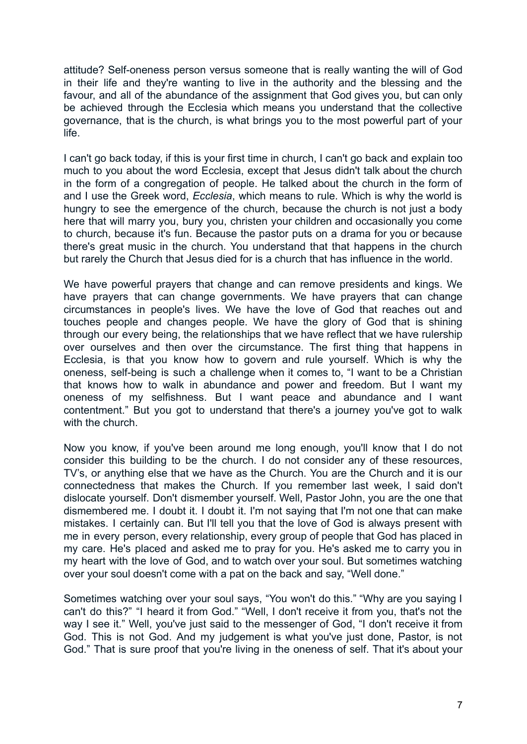attitude? Self-oneness person versus someone that is really wanting the will of God in their life and they're wanting to live in the authority and the blessing and the favour, and all of the abundance of the assignment that God gives you, but can only be achieved through the Ecclesia which means you understand that the collective governance, that is the church, is what brings you to the most powerful part of your life.

I can't go back today, if this is your first time in church, I can't go back and explain too much to you about the word Ecclesia, except that Jesus didn't talk about the church in the form of a congregation of people. He talked about the church in the form of and I use the Greek word, *Ecclesia*, which means to rule. Which is why the world is hungry to see the emergence of the church, because the church is not just a body here that will marry you, bury you, christen your children and occasionally you come to church, because it's fun. Because the pastor puts on a drama for you or because there's great music in the church. You understand that that happens in the church but rarely the Church that Jesus died for is a church that has influence in the world.

We have powerful prayers that change and can remove presidents and kings. We have prayers that can change governments. We have prayers that can change circumstances in people's lives. We have the love of God that reaches out and touches people and changes people. We have the glory of God that is shining through our every being, the relationships that we have reflect that we have rulership over ourselves and then over the circumstance. The first thing that happens in Ecclesia, is that you know how to govern and rule yourself. Which is why the oneness, self-being is such a challenge when it comes to, "I want to be a Christian that knows how to walk in abundance and power and freedom. But I want my oneness of my selfishness. But I want peace and abundance and I want contentment." But you got to understand that there's a journey you've got to walk with the church.

Now you know, if you've been around me long enough, you'll know that I do not consider this building to be the church. I do not consider any of these resources, TV's, or anything else that we have as the Church. You are the Church and it is our connectedness that makes the Church. If you remember last week, I said don't dislocate yourself. Don't dismember yourself. Well, Pastor John, you are the one that dismembered me. I doubt it. I doubt it. I'm not saying that I'm not one that can make mistakes. I certainly can. But I'll tell you that the love of God is always present with me in every person, every relationship, every group of people that God has placed in my care. He's placed and asked me to pray for you. He's asked me to carry you in my heart with the love of God, and to watch over your soul. But sometimes watching over your soul doesn't come with a pat on the back and say, "Well done."

Sometimes watching over your soul says, "You won't do this." "Why are you saying I can't do this?" "I heard it from God." "Well, I don't receive it from you, that's not the way I see it." Well, you've just said to the messenger of God, "I don't receive it from God. This is not God. And my judgement is what you've just done, Pastor, is not God." That is sure proof that you're living in the oneness of self. That it's about your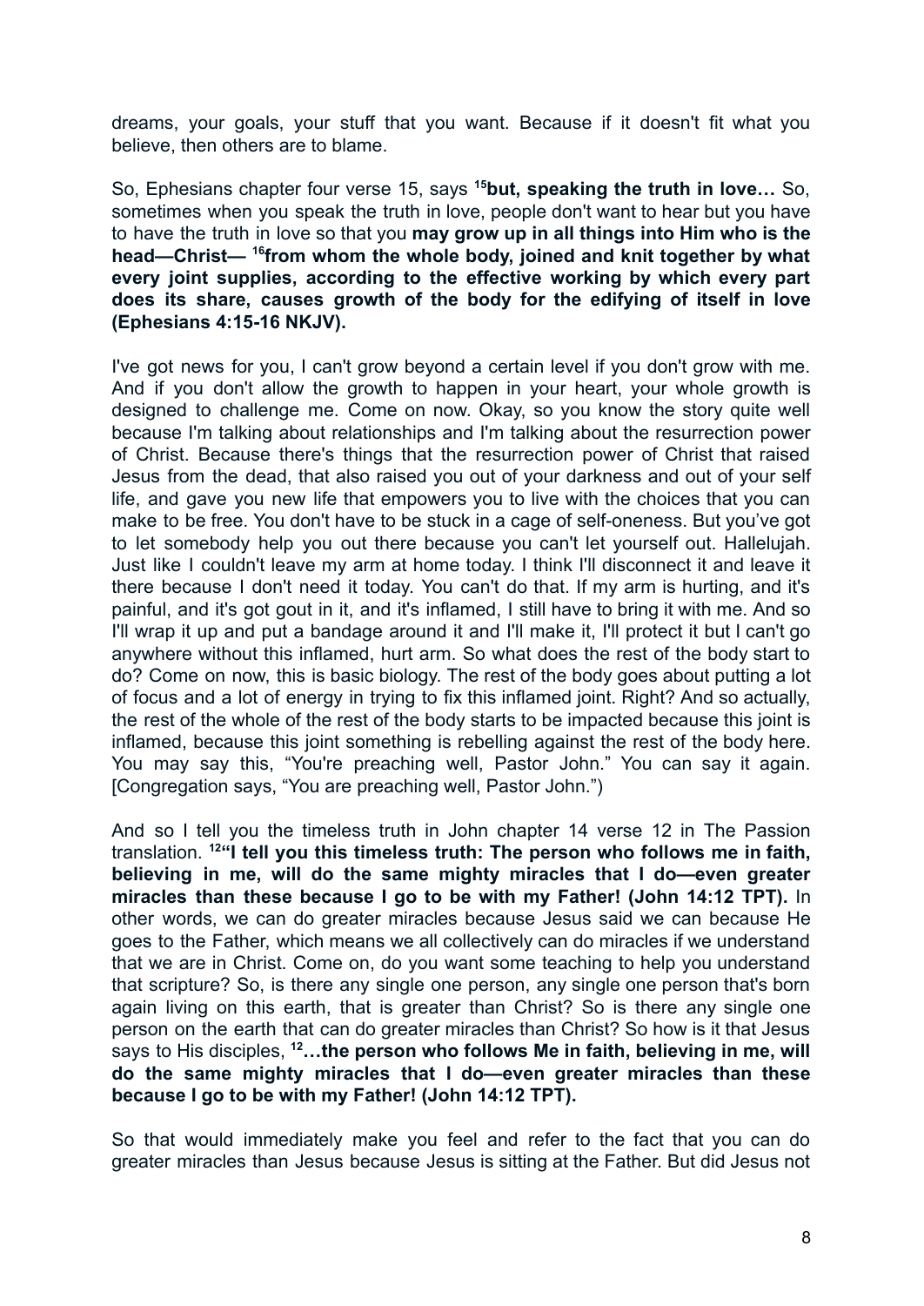dreams, your goals, your stuff that you want. Because if it doesn't fit what you believe, then others are to blame.

So, Ephesians chapter four verse 15, says [15]**but, speaking the truth in love…** So, sometimes when you speak the truth in love, people don't want to hear but you have to have the truth in love so that you **may grow up in all things into Him who is the head—Christ— [16]from whom the whole body, joined and knit together by what every joint supplies, according to the effective working by which every part does its share, causes growth of the body for the edifying of itself in love (Ephesians 4:15-16 NKJV).**

I've got news for you, I can't grow beyond a certain level if you don't grow with me. And if you don't allow the growth to happen in your heart, your whole growth is designed to challenge me. Come on now. Okay, so you know the story quite well because I'm talking about relationships and I'm talking about the resurrection power of Christ. Because there's things that the resurrection power of Christ that raised Jesus from the dead, that also raised you out of your darkness and out of your self life, and gave you new life that empowers you to live with the choices that you can make to be free. You don't have to be stuck in a cage of self-oneness. But you've got to let somebody help you out there because you can't let yourself out. Hallelujah. Just like I couldn't leave my arm at home today. I think I'll disconnect it and leave it there because I don't need it today. You can't do that. If my arm is hurting, and it's painful, and it's got gout in it, and it's inflamed, I still have to bring it with me. And so I'll wrap it up and put a bandage around it and I'll make it, I'll protect it but I can't go anywhere without this inflamed, hurt arm. So what does the rest of the body start to do? Come on now, this is basic biology. The rest of the body goes about putting a lot of focus and a lot of energy in trying to fix this inflamed joint. Right? And so actually, the rest of the whole of the rest of the body starts to be impacted because this joint is inflamed, because this joint something is rebelling against the rest of the body here. You may say this, "You're preaching well, Pastor John." You can say it again. [Congregation says, "You are preaching well, Pastor John.")

And so I tell you the timeless truth in John chapter 14 verse 12 in The Passion translation. [12]**"I tell you this timeless truth: The person who follows me in faith, believing in me, will do the same mighty miracles that I do—even greater miracles than these because I go to be with my Father! (John 14:12 TPT).** In other words, we can do greater miracles because Jesus said we can because He goes to the Father, which means we all collectively can do miracles if we understand that we are in Christ. Come on, do you want some teaching to help you understand that scripture? So, is there any single one person, any single one person that's born again living on this earth, that is greater than Christ? So is there any single one person on the earth that can do greater miracles than Christ? So how is it that Jesus says to His disciples, [12]**…the person who follows Me in faith, believing in me, will do the same mighty miracles that I do—even greater miracles than these because I go to be with my Father! (John 14:12 TPT).**

So that would immediately make you feel and refer to the fact that you can do greater miracles than Jesus because Jesus is sitting at the Father. But did Jesus not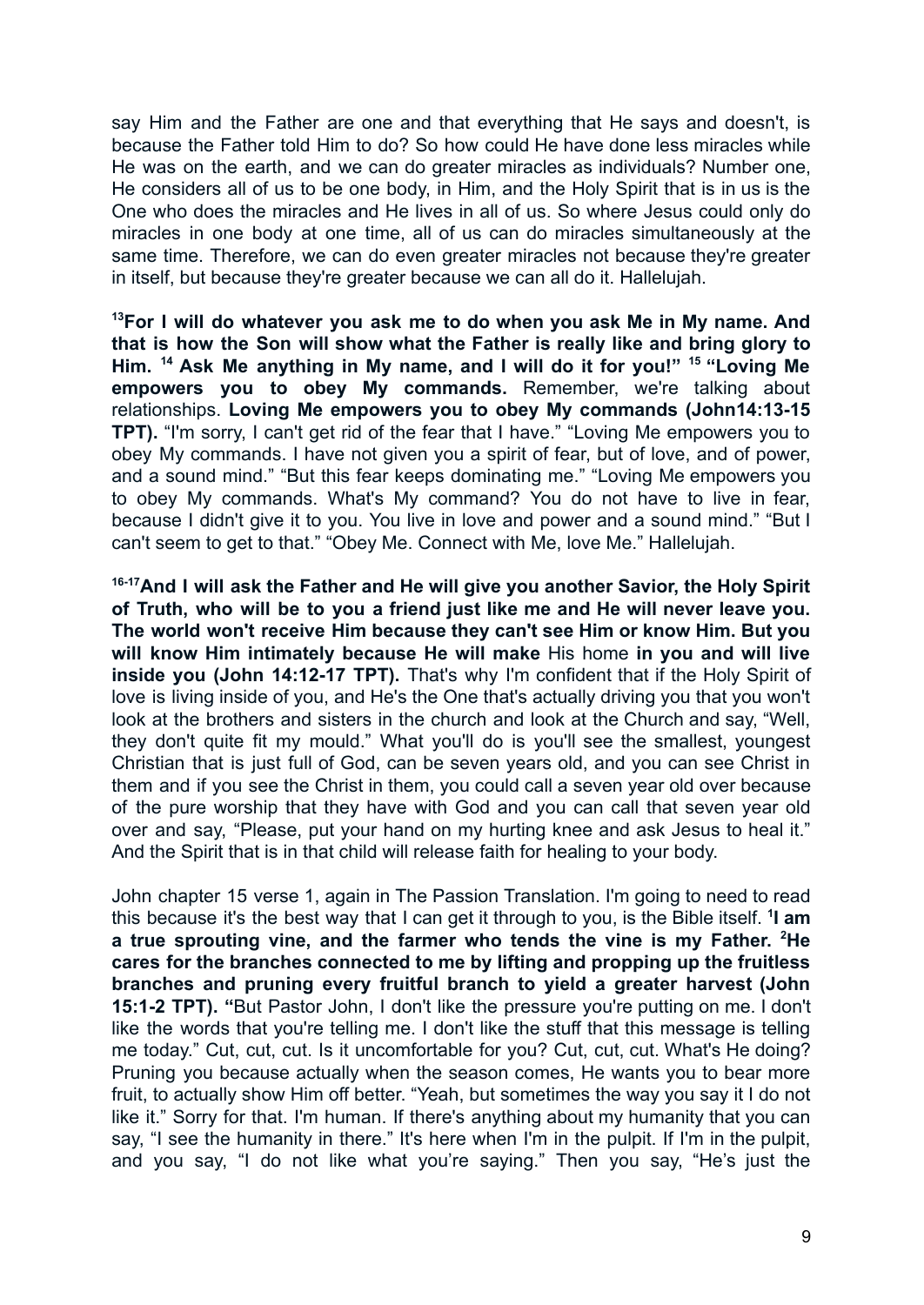say Him and the Father are one and that everything that He says and doesn't, is because the Father told Him to do? So how could He have done less miracles while He was on the earth, and we can do greater miracles as individuals? Number one, He considers all of us to be one body, in Him, and the Holy Spirit that is in us is the One who does the miracles and He lives in all of us. So where Jesus could only do miracles in one body at one time, all of us can do miracles simultaneously at the same time. Therefore, we can do even greater miracles not because they're greater in itself, but because they're greater because we can all do it. Hallelujah.

**[13]For I will do whatever you ask me to do when you ask Me in My name. And that is how the Son will show what the Father is really like and bring glory to Him. [14] Ask Me anything in My name, and I will do it for you!" [15] "Loving Me empowers you to obey My commands.** Remember, we're talking about relationships. **Loving Me empowers you to obey My commands (John14:13-15 TPT).** "I'm sorry, I can't get rid of the fear that I have." "Loving Me empowers you to obey My commands. I have not given you a spirit of fear, but of love, and of power, and a sound mind." "But this fear keeps dominating me." "Loving Me empowers you to obey My commands. What's My command? You do not have to live in fear, because I didn't give it to you. You live in love and power and a sound mind." "But I can't seem to get to that." "Obey Me. Connect with Me, love Me." Hallelujah.

**[16-17]And I will ask the Father and He will give you another Savior, the Holy Spirit of Truth, who will be to you a friend just like me and He will never leave you. The world won't receive Him because they can't see Him or know Him. But you will know Him intimately because He will make** His home **in you and will live inside you (John 14:12-17 TPT).** That's why I'm confident that if the Holy Spirit of love is living inside of you, and He's the One that's actually driving you that you won't look at the brothers and sisters in the church and look at the Church and say, "Well, they don't quite fit my mould." What you'll do is you'll see the smallest, youngest Christian that is just full of God, can be seven years old, and you can see Christ in them and if you see the Christ in them, you could call a seven year old over because of the pure worship that they have with God and you can call that seven year old over and say, "Please, put your hand on my hurting knee and ask Jesus to heal it." And the Spirit that is in that child will release faith for healing to your body.

John chapter 15 verse 1, again in The Passion Translation. I'm going to need to read this because it's the best way that I can get it through to you, is the Bible itself. **[1]I am a true sprouting vine, and the farmer who tends the vine is my Father. [2]He cares for the branches connected to me by lifting and propping up the fruitless branches and pruning every fruitful branch to yield a greater harvest (John 15:1-2 TPT).** "But Pastor John, I don't like the pressure you're putting on me. I don't like the words that you're telling me. I don't like the stuff that this message is telling me today." Cut, cut, cut. Is it uncomfortable for you? Cut, cut, cut. What's He doing? Pruning you because actually when the season comes, He wants you to bear more fruit, to actually show Him off better. "Yeah, but sometimes the way you say it I do not like it." Sorry for that. I'm human. If there's anything about my humanity that you can say, "I see the humanity in there." It's here when I'm in the pulpit. If I'm in the pulpit, and you say, "I do not like what you're saying." Then you say, "He's just the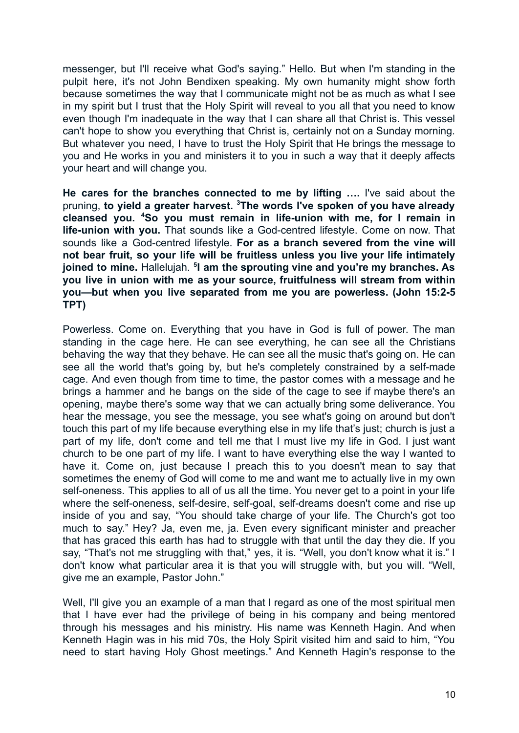messenger, but I'll receive what God's saying." Hello. But when I'm standing in the pulpit here, it's not John Bendixen speaking. My own humanity might show forth because sometimes the way that I communicate might not be as much as what I see in my spirit but I trust that the Holy Spirit will reveal to you all that you need to know even though I'm inadequate in the way that I can share all that Christ is. This vessel can't hope to show you everything that Christ is, certainly not on a Sunday morning. But whatever you need, I have to trust the Holy Spirit that He brings the message to you and He works in you and ministers it to you in such a way that it deeply affects your heart and will change you.

**He cares for the branches connected to me by lifting ….** I've said about the pruning, **to yield a greater harvest. [3]The words I've spoken of you have already cleansed you. [4]So you must remain in life-union with me, for I remain in life-union with you.** That sounds like a God-centred lifestyle. Come on now. That sounds like a God-centred lifestyle. **For as a branch severed from the vine will not bear fruit, so your life will be fruitless unless you live your life intimately joined to mine.** Hallelujah. **[5]I am the sprouting vine and you're my branches. As you live in union with me as your source, fruitfulness will stream from within you—but when you live separated from me you are powerless. (John 15:2-5 TPT)**

Powerless. Come on. Everything that you have in God is full of power. The man standing in the cage here. He can see everything, he can see all the Christians behaving the way that they behave. He can see all the music that's going on. He can see all the world that's going by, but he's completely constrained by a self-made cage. And even though from time to time, the pastor comes with a message and he brings a hammer and he bangs on the side of the cage to see if maybe there's an opening, maybe there's some way that we can actually bring some deliverance. You hear the message, you see the message, you see what's going on around but don't touch this part of my life because everything else in my life that's just; church is just a part of my life, don't come and tell me that I must live my life in God. I just want church to be one part of my life. I want to have everything else the way I wanted to have it. Come on, just because I preach this to you doesn't mean to say that sometimes the enemy of God will come to me and want me to actually live in my own self-oneness. This applies to all of us all the time. You never get to a point in your life where the self-oneness, self-desire, self-goal, self-dreams doesn't come and rise up inside of you and say, "You should take charge of your life. The Church's got too much to say." Hey? Ja, even me, ja. Even every significant minister and preacher that has graced this earth has had to struggle with that until the day they die. If you say, "That's not me struggling with that," yes, it is. "Well, you don't know what it is." I don't know what particular area it is that you will struggle with, but you will. "Well, give me an example, Pastor John."

Well, I'll give you an example of a man that I regard as one of the most spiritual men that I have ever had the privilege of being in his company and being mentored through his messages and his ministry. His name was Kenneth Hagin. And when Kenneth Hagin was in his mid 70s, the Holy Spirit visited him and said to him, "You need to start having Holy Ghost meetings." And Kenneth Hagin's response to the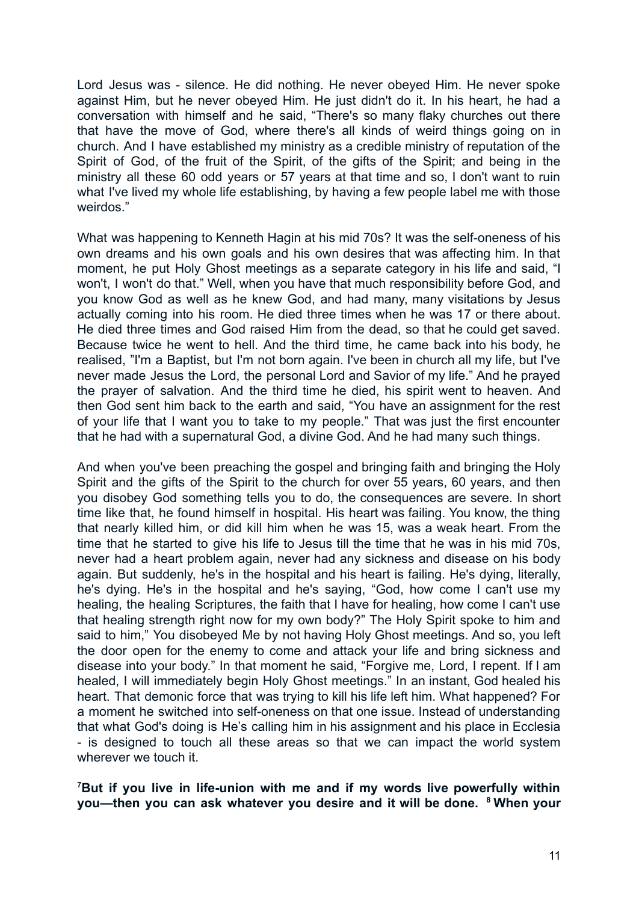Lord Jesus was - silence. He did nothing. He never obeyed Him. He never spoke against Him, but he never obeyed Him. He just didn't do it. In his heart, he had a conversation with himself and he said, "There's so many flaky churches out there that have the move of God, where there's all kinds of weird things going on in church. And I have established my ministry as a credible ministry of reputation of the Spirit of God, of the fruit of the Spirit, of the gifts of the Spirit; and being in the ministry all these 60 odd years or 57 years at that time and so, I don't want to ruin what I've lived my whole life establishing, by having a few people label me with those weirdos."

What was happening to Kenneth Hagin at his mid 70s? It was the self-oneness of his own dreams and his own goals and his own desires that was affecting him. In that moment, he put Holy Ghost meetings as a separate category in his life and said, "I won't, I won't do that." Well, when you have that much responsibility before God, and you know God as well as he knew God, and had many, many visitations by Jesus actually coming into his room. He died three times when he was 17 or there about. He died three times and God raised Him from the dead, so that he could get saved. Because twice he went to hell. And the third time, he came back into his body, he realised, "I'm a Baptist, but I'm not born again. I've been in church all my life, but I've never made Jesus the Lord, the personal Lord and Savior of my life." And he prayed the prayer of salvation. And the third time he died, his spirit went to heaven. And then God sent him back to the earth and said, "You have an assignment for the rest of your life that I want you to take to my people." That was just the first encounter that he had with a supernatural God, a divine God. And he had many such things.

And when you've been preaching the gospel and bringing faith and bringing the Holy Spirit and the gifts of the Spirit to the church for over 55 years, 60 years, and then you disobey God something tells you to do, the consequences are severe. In short time like that, he found himself in hospital. His heart was failing. You know, the thing that nearly killed him, or did kill him when he was 15, was a weak heart. From the time that he started to give his life to Jesus till the time that he was in his mid 70s, never had a heart problem again, never had any sickness and disease on his body again. But suddenly, he's in the hospital and his heart is failing. He's dying, literally, he's dying. He's in the hospital and he's saying, "God, how come I can't use my healing, the healing Scriptures, the faith that I have for healing, how come I can't use that healing strength right now for my own body?" The Holy Spirit spoke to him and said to him," You disobeyed Me by not having Holy Ghost meetings. And so, you left the door open for the enemy to come and attack your life and bring sickness and disease into your body." In that moment he said, "Forgive me, Lord, I repent. If I am healed, I will immediately begin Holy Ghost meetings." In an instant, God healed his heart. That demonic force that was trying to kill his life left him. What happened? For a moment he switched into self-oneness on that one issue. Instead of understanding that what God's doing is He's calling him in his assignment and his place in Ecclesia - is designed to touch all these areas so that we can impact the world system wherever we touch it.

**[7]But if you live in life-union with me and if my words live powerfully within you—then you can ask whatever you desire and it will be done. [8] When your**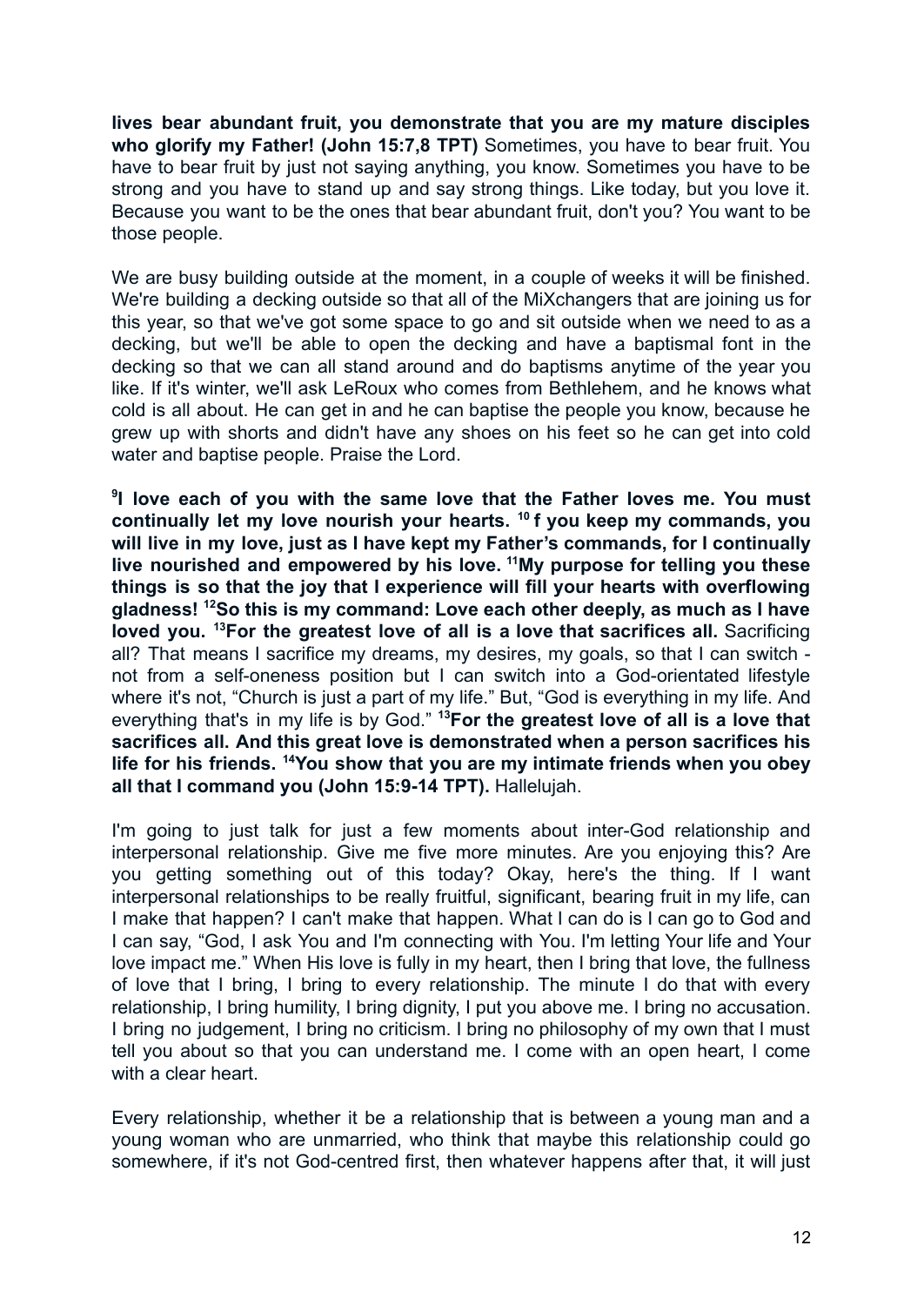**lives bear abundant fruit, you demonstrate that you are my mature disciples who glorify my Father! (John 15:7,8 TPT)** Sometimes, you have to bear fruit. You have to bear fruit by just not saying anything, you know. Sometimes you have to be strong and you have to stand up and say strong things. Like today, but you love it. Because you want to be the ones that bear abundant fruit, don't you? You want to be those people.

We are busy building outside at the moment, in a couple of weeks it will be finished. We're building a decking outside so that all of the MiXchangers that are joining us for this year, so that we've got some space to go and sit outside when we need to as a decking, but we'll be able to open the decking and have a baptismal font in the decking so that we can all stand around and do baptisms anytime of the year you like. If it's winter, we'll ask LeRoux who comes from Bethlehem, and he knows what cold is all about. He can get in and he can baptise the people you know, because he grew up with shorts and didn't have any shoes on his feet so he can get into cold water and baptise people. Praise the Lord.

**[9]I love each of you with the same love that the Father loves me. You must continually let my love nourish your hearts. [10] f you keep my commands, you will live in my love, just as I have kept my Father's commands, for I continually live nourished and empowered by his love. [11]My purpose for telling you these things is so that the joy that I experience will fill your hearts with overflowing gladness! [12]So this is my command: Love each other deeply, as much as I have loved you. [13]For the greatest love of all is a love that sacrifices all.** Sacrificing all? That means I sacrifice my dreams, my desires, my goals, so that I can switch - not from a self-oneness position but I can switch into a God-orientated lifestyle where it's not, "Church is just a part of my life." But, "God is everything in my life. And everything that's in my life is by God." **[13]For the greatest love of all is a love that sacrifices all. And this great love is demonstrated when a person sacrifices his life for his friends. [14]You show that you are my intimate friends when you obey all that I command you (John 15:9-14 TPT).** Hallelujah.

I'm going to just talk for just a few moments about inter-God relationship and interpersonal relationship. Give me five more minutes. Are you enjoying this? Are you getting something out of this today? Okay, here's the thing. If I want interpersonal relationships to be really fruitful, significant, bearing fruit in my life, can I make that happen? I can't make that happen. What I can do is I can go to God and I can say, "God, I ask You and I'm connecting with You. I'm letting Your life and Your love impact me." When His love is fully in my heart, then I bring that love, the fullness of love that I bring, I bring to every relationship. The minute I do that with every relationship, I bring humility, I bring dignity, I put you above me. I bring no accusation. I bring no judgement, I bring no criticism. I bring no philosophy of my own that I must tell you about so that you can understand me. I come with an open heart, I come with a clear heart.

Every relationship, whether it be a relationship that is between a young man and a young woman who are unmarried, who think that maybe this relationship could go somewhere, if it's not God-centred first, then whatever happens after that, it will just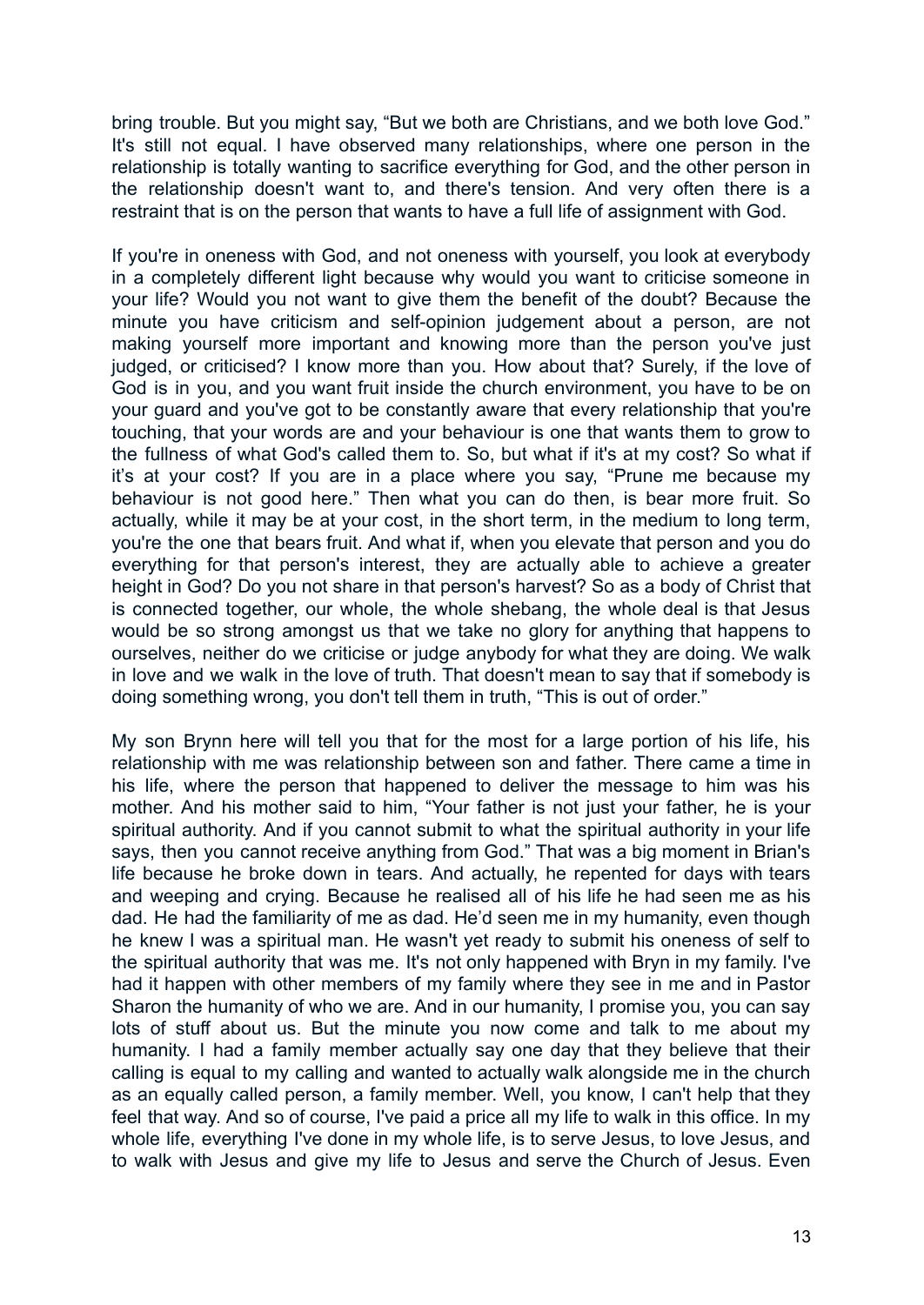bring trouble. But you might say, "But we both are Christians, and we both love God." It's still not equal. I have observed many relationships, where one person in the relationship is totally wanting to sacrifice everything for God, and the other person in the relationship doesn't want to, and there's tension. And very often there is a restraint that is on the person that wants to have a full life of assignment with God.

If you're in oneness with God, and not oneness with yourself, you look at everybody in a completely different light because why would you want to criticise someone in your life? Would you not want to give them the benefit of the doubt? Because the minute you have criticism and self-opinion judgement about a person, are not making yourself more important and knowing more than the person you've just judged, or criticised? I know more than you. How about that? Surely, if the love of God is in you, and you want fruit inside the church environment, you have to be on your guard and you've got to be constantly aware that every relationship that you're touching, that your words are and your behaviour is one that wants them to grow to the fullness of what God's called them to. So, but what if it's at my cost? So what if it's at your cost? If you are in a place where you say, "Prune me because my behaviour is not good here." Then what you can do then, is bear more fruit. So actually, while it may be at your cost, in the short term, in the medium to long term, you're the one that bears fruit. And what if, when you elevate that person and you do everything for that person's interest, they are actually able to achieve a greater height in God? Do you not share in that person's harvest? So as a body of Christ that is connected together, our whole, the whole shebang, the whole deal is that Jesus would be so strong amongst us that we take no glory for anything that happens to ourselves, neither do we criticise or judge anybody for what they are doing. We walk in love and we walk in the love of truth. That doesn't mean to say that if somebody is doing something wrong, you don't tell them in truth, "This is out of order."

My son Brynn here will tell you that for the most for a large portion of his life, his relationship with me was relationship between son and father. There came a time in his life, where the person that happened to deliver the message to him was his mother. And his mother said to him, "Your father is not just your father, he is your spiritual authority. And if you cannot submit to what the spiritual authority in your life says, then you cannot receive anything from God." That was a big moment in Brian's life because he broke down in tears. And actually, he repented for days with tears and weeping and crying. Because he realised all of his life he had seen me as his dad. He had the familiarity of me as dad. He'd seen me in my humanity, even though he knew I was a spiritual man. He wasn't yet ready to submit his oneness of self to the spiritual authority that was me. It's not only happened with Bryn in my family. I've had it happen with other members of my family where they see in me and in Pastor Sharon the humanity of who we are. And in our humanity, I promise you, you can say lots of stuff about us. But the minute you now come and talk to me about my humanity. I had a family member actually say one day that they believe that their calling is equal to my calling and wanted to actually walk alongside me in the church as an equally called person, a family member. Well, you know, I can't help that they feel that way. And so of course, I've paid a price all my life to walk in this office. In my whole life, everything I've done in my whole life, is to serve Jesus, to love Jesus, and to walk with Jesus and give my life to Jesus and serve the Church of Jesus. Even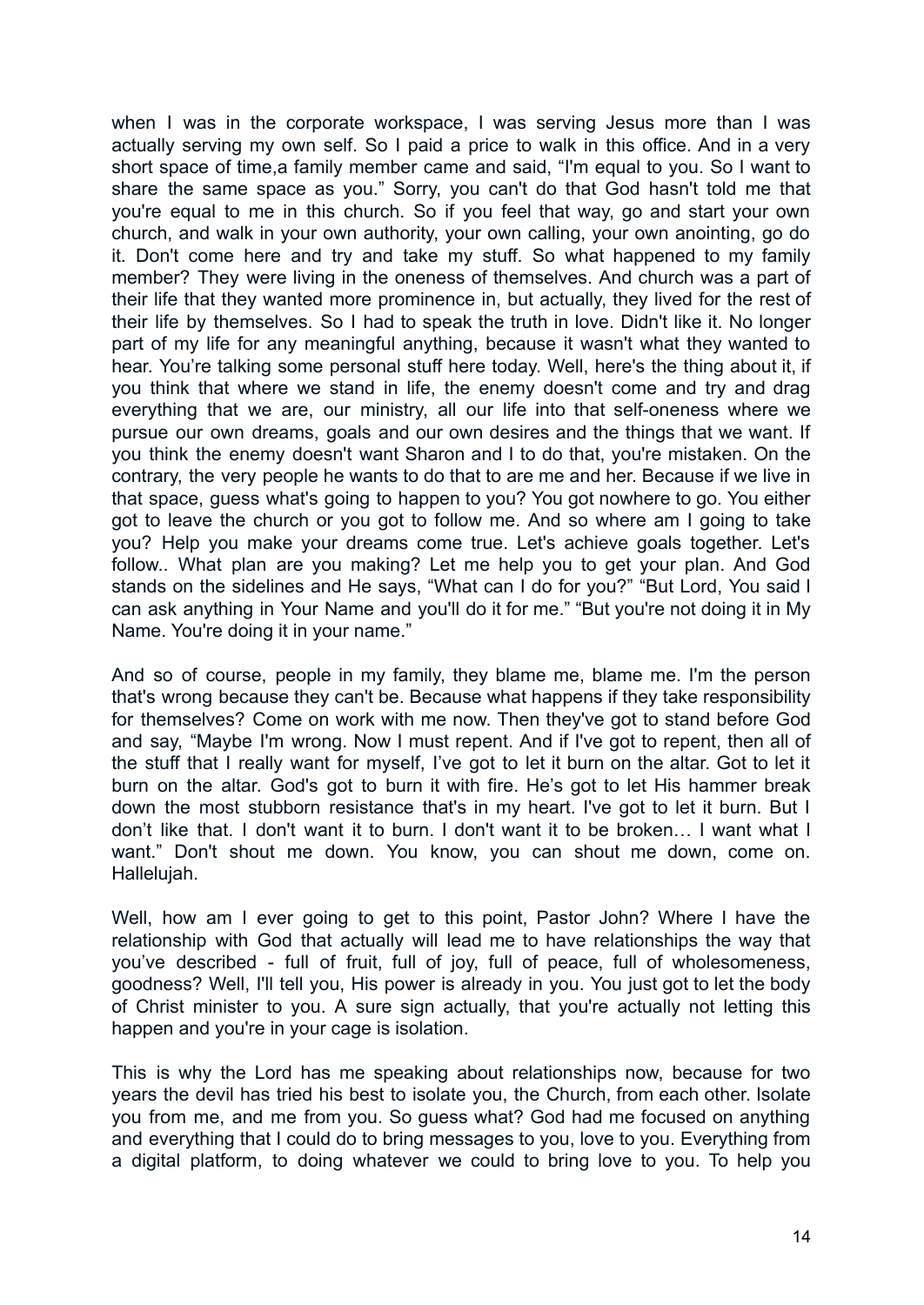when I was in the corporate workspace, I was serving Jesus more than I was actually serving my own self. So I paid a price to walk in this office. And in a very short space of time,a family member came and said, "I'm equal to you. So I want to share the same space as you." Sorry, you can't do that God hasn't told me that you're equal to me in this church. So if you feel that way, go and start your own church, and walk in your own authority, your own calling, your own anointing, go do it. Don't come here and try and take my stuff. So what happened to my family member? They were living in the oneness of themselves. And church was a part of their life that they wanted more prominence in, but actually, they lived for the rest of their life by themselves. So I had to speak the truth in love. Didn't like it. No longer part of my life for any meaningful anything, because it wasn't what they wanted to hear. You're talking some personal stuff here today. Well, here's the thing about it, if you think that where we stand in life, the enemy doesn't come and try and drag everything that we are, our ministry, all our life into that self-oneness where we pursue our own dreams, goals and our own desires and the things that we want. If you think the enemy doesn't want Sharon and I to do that, you're mistaken. On the contrary, the very people he wants to do that to are me and her. Because if we live in that space, guess what's going to happen to you? You got nowhere to go. You either got to leave the church or you got to follow me. And so where am I going to take you? Help you make your dreams come true. Let's achieve goals together. Let's follow.. What plan are you making? Let me help you to get your plan. And God stands on the sidelines and He says, "What can I do for you?" "But Lord, You said I can ask anything in Your Name and you'll do it for me." "But you're not doing it in My Name. You're doing it in your name."

And so of course, people in my family, they blame me, blame me. I'm the person that's wrong because they can't be. Because what happens if they take responsibility for themselves? Come on work with me now. Then they've got to stand before God and say, "Maybe I'm wrong. Now I must repent. And if I've got to repent, then all of the stuff that I really want for myself, I've got to let it burn on the altar. Got to let it burn on the altar. God's got to burn it with fire. He's got to let His hammer break down the most stubborn resistance that's in my heart. I've got to let it burn. But I don't like that. I don't want it to burn. I don't want it to be broken… I want what I want." Don't shout me down. You know, you can shout me down, come on. Hallelujah.

Well, how am I ever going to get to this point, Pastor John? Where I have the relationship with God that actually will lead me to have relationships the way that you've described - full of fruit, full of joy, full of peace, full of wholesomeness, goodness? Well, I'll tell you, His power is already in you. You just got to let the body of Christ minister to you. A sure sign actually, that you're actually not letting this happen and you're in your cage is isolation.

This is why the Lord has me speaking about relationships now, because for two years the devil has tried his best to isolate you, the Church, from each other. Isolate you from me, and me from you. So guess what? God had me focused on anything and everything that I could do to bring messages to you, love to you. Everything from a digital platform, to doing whatever we could to bring love to you. To help you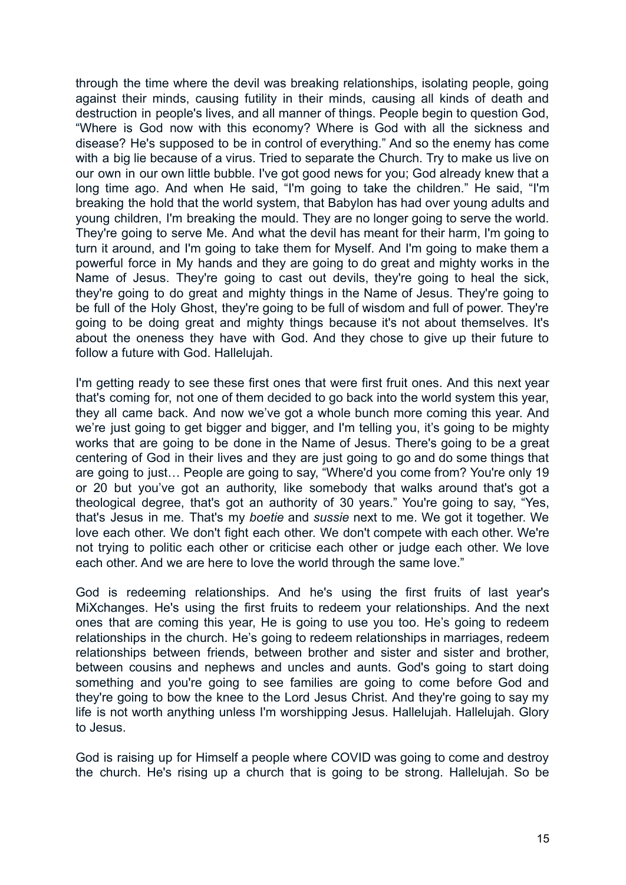through the time where the devil was breaking relationships, isolating people, going against their minds, causing futility in their minds, causing all kinds of death and destruction in people's lives, and all manner of things. People begin to question God, "Where is God now with this economy? Where is God with all the sickness and disease? He's supposed to be in control of everything." And so the enemy has come with a big lie because of a virus. Tried to separate the Church. Try to make us live on our own in our own little bubble. I've got good news for you; God already knew that a long time ago. And when He said, "I'm going to take the children." He said, "I'm breaking the hold that the world system, that Babylon has had over young adults and young children, I'm breaking the mould. They are no longer going to serve the world. They're going to serve Me. And what the devil has meant for their harm, I'm going to turn it around, and I'm going to take them for Myself. And I'm going to make them a powerful force in My hands and they are going to do great and mighty works in the Name of Jesus. They're going to cast out devils, they're going to heal the sick, they're going to do great and mighty things in the Name of Jesus. They're going to be full of the Holy Ghost, they're going to be full of wisdom and full of power. They're going to be doing great and mighty things because it's not about themselves. It's about the oneness they have with God. And they chose to give up their future to follow a future with God. Hallelujah.

I'm getting ready to see these first ones that were first fruit ones. And this next year that's coming for, not one of them decided to go back into the world system this year, they all came back. And now we've got a whole bunch more coming this year. And we're just going to get bigger and bigger, and I'm telling you, it's going to be mighty works that are going to be done in the Name of Jesus. There's going to be a great centering of God in their lives and they are just going to go and do some things that are going to just… People are going to say, "Where'd you come from? You're only 19 or 20 but you've got an authority, like somebody that walks around that's got a theological degree, that's got an authority of 30 years." You're going to say, "Yes, that's Jesus in me. That's my *boetie* and *sussie* next to me. We got it together. We love each other. We don't fight each other. We don't compete with each other. We're not trying to politic each other or criticise each other or judge each other. We love each other. And we are here to love the world through the same love."

God is redeeming relationships. And he's using the first fruits of last year's MiXchanges. He's using the first fruits to redeem your relationships. And the next ones that are coming this year, He is going to use you too. He's going to redeem relationships in the church. He's going to redeem relationships in marriages, redeem relationships between friends, between brother and sister and sister and brother, between cousins and nephews and uncles and aunts. God's going to start doing something and you're going to see families are going to come before God and they're going to bow the knee to the Lord Jesus Christ. And they're going to say my life is not worth anything unless I'm worshipping Jesus. Hallelujah. Hallelujah. Glory to Jesus.

God is raising up for Himself a people where COVID was going to come and destroy the church. He's rising up a church that is going to be strong. Hallelujah. So be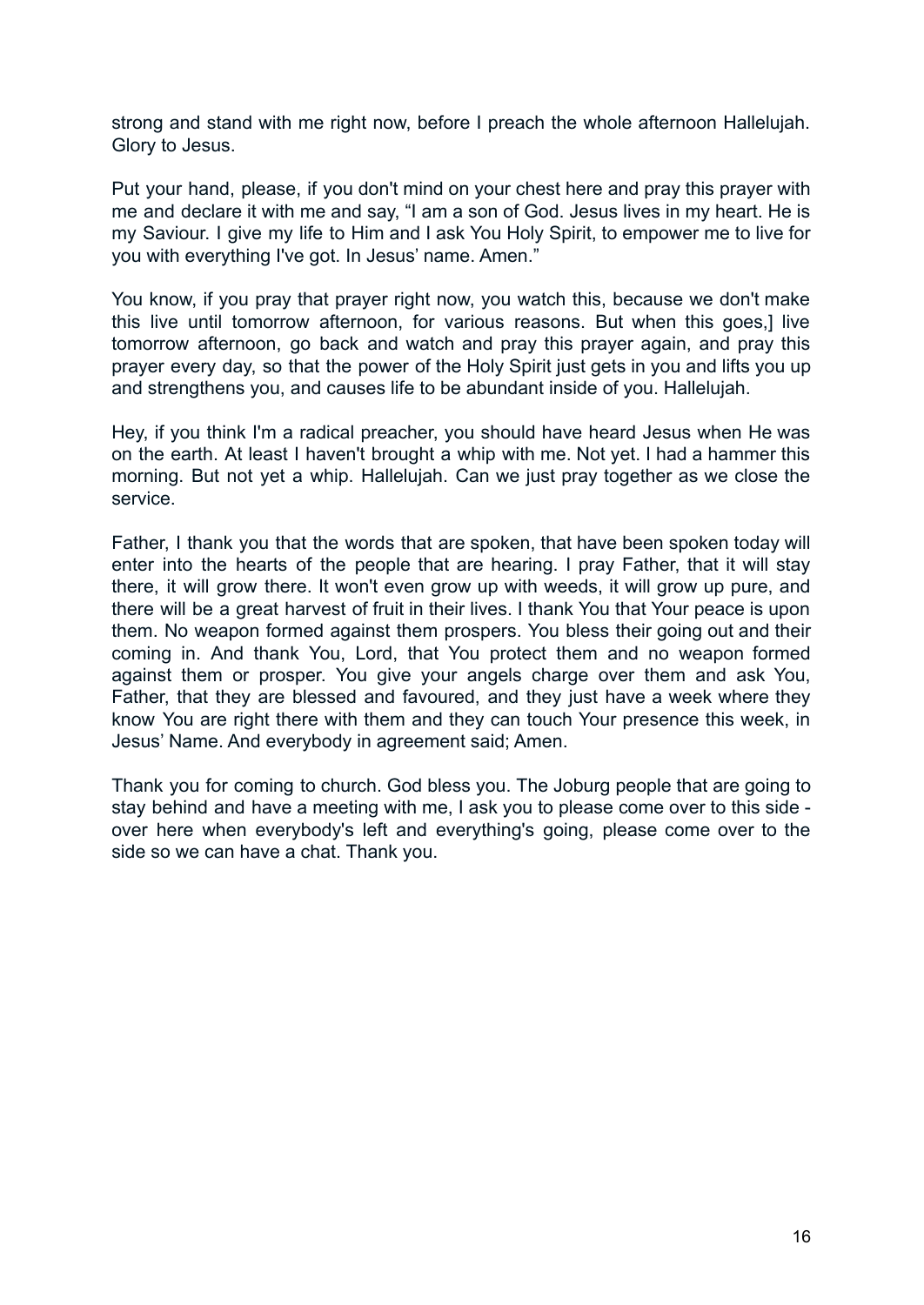strong and stand with me right now, before I preach the whole afternoon Hallelujah. Glory to Jesus.

Put your hand, please, if you don't mind on your chest here and pray this prayer with me and declare it with me and say, "I am a son of God. Jesus lives in my heart. He is my Saviour. I give my life to Him and I ask You Holy Spirit, to empower me to live for you with everything I've got. In Jesus' name. Amen."

You know, if you pray that prayer right now, you watch this, because we don't make this live until tomorrow afternoon, for various reasons. But when this goes,] live tomorrow afternoon, go back and watch and pray this prayer again, and pray this prayer every day, so that the power of the Holy Spirit just gets in you and lifts you up and strengthens you, and causes life to be abundant inside of you. Hallelujah.

Hey, if you think I'm a radical preacher, you should have heard Jesus when He was on the earth. At least I haven't brought a whip with me. Not yet. I had a hammer this morning. But not yet a whip. Hallelujah. Can we just pray together as we close the service.

Father, I thank you that the words that are spoken, that have been spoken today will enter into the hearts of the people that are hearing. I pray Father, that it will stay there, it will grow there. It won't even grow up with weeds, it will grow up pure, and there will be a great harvest of fruit in their lives. I thank You that Your peace is upon them. No weapon formed against them prospers. You bless their going out and their coming in. And thank You, Lord, that You protect them and no weapon formed against them or prosper. You give your angels charge over them and ask You, Father, that they are blessed and favoured, and they just have a week where they know You are right there with them and they can touch Your presence this week, in Jesus' Name. And everybody in agreement said; Amen.

Thank you for coming to church. God bless you. The Joburg people that are going to stay behind and have a meeting with me, I ask you to please come over to this side - over here when everybody's left and everything's going, please come over to the side so we can have a chat. Thank you.